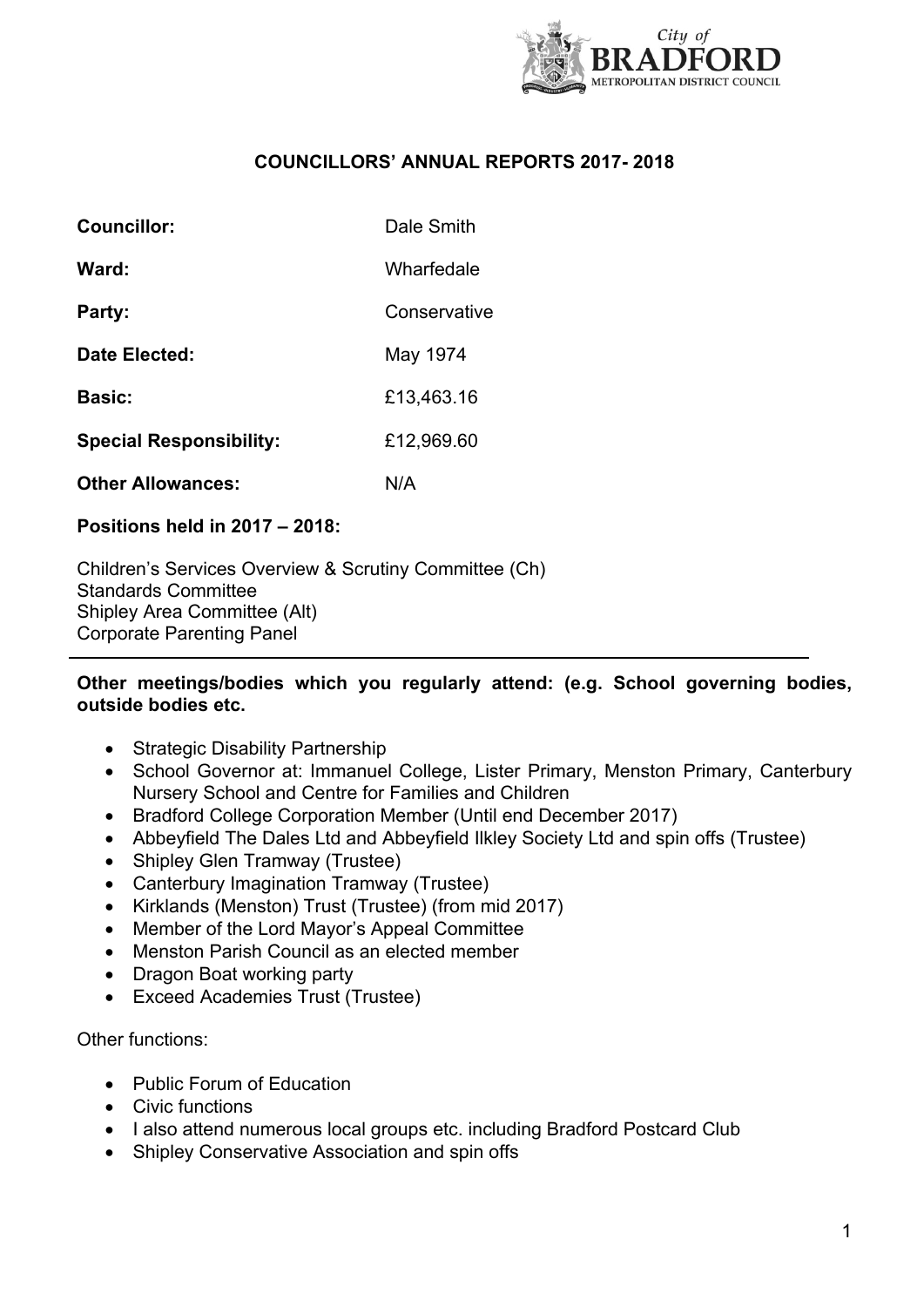# COUNCILLORS' ANNUAL REPORTS 2017- 2018

**Councillor:** Dale Smith

**Ward:** Wharfedale

**Party:** Conservative

**Date Elected:** May 1974

**Basic:** £13,463.16

**Special Responsibility:** £12,969.60

**Other Allowances:** N/A

**Positions held in 2017 – 2018:**

Children's Services Overview & Scrutiny Committee (Ch)
Standards Committee
Shipley Area Committee (Alt)
Corporate Parenting Panel

---

**Other meetings/bodies which you regularly attend: (e.g. School governing bodies, outside bodies etc.**

- Strategic Disability Partnership
- School Governor at: Immanuel College, Lister Primary, Menston Primary, Canterbury Nursery School and Centre for Families and Children
- Bradford College Corporation Member (Until end December 2017)
- Abbeyfield The Dales Ltd and Abbeyfield Ilkley Society Ltd and spin offs (Trustee)
- Shipley Glen Tramway (Trustee)
- Canterbury Imagination Tramway (Trustee)
- Kirklands (Menston) Trust (Trustee) (from mid 2017)
- Member of the Lord Mayor's Appeal Committee
- Menston Parish Council as an elected member
- Dragon Boat working party
- Exceed Academies Trust (Trustee)

Other functions:

- Public Forum of Education
- Civic functions
- I also attend numerous local groups etc. including Bradford Postcard Club
- Shipley Conservative Association and spin offs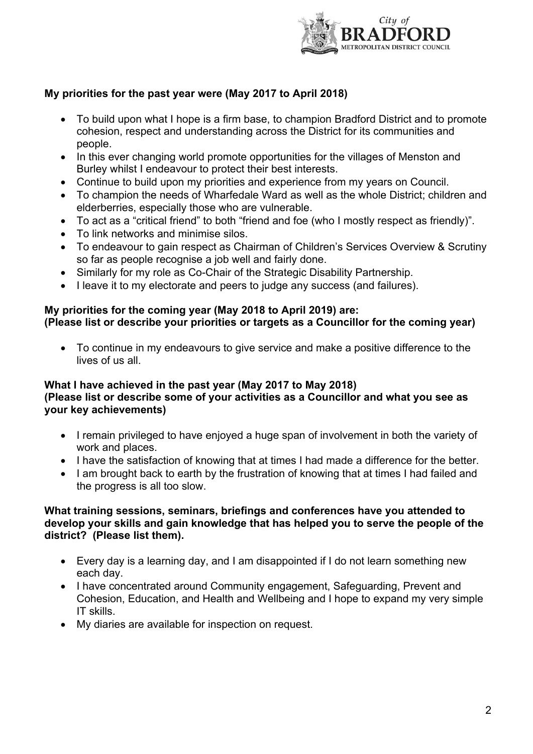**My priorities for the past year were (May 2017 to April 2018)**

- To build upon what I hope is a firm base, to champion Bradford District and to promote cohesion, respect and understanding across the District for its communities and people.
- In this ever changing world promote opportunities for the villages of Menston and Burley whilst I endeavour to protect their best interests.
- Continue to build upon my priorities and experience from my years on Council.
- To champion the needs of Wharfedale Ward as well as the whole District; children and elderberries, especially those who are vulnerable.
- To act as a "critical friend" to both "friend and foe (who I mostly respect as friendly)".
- To link networks and minimise silos.
- To endeavour to gain respect as Chairman of Children's Services Overview & Scrutiny so far as people recognise a job well and fairly done.
- Similarly for my role as Co-Chair of the Strategic Disability Partnership.
- I leave it to my electorate and peers to judge any success (and failures).

**My priorities for the coming year (May 2018 to April 2019) are:**
**(Please list or describe your priorities or targets as a Councillor for the coming year)**

- To continue in my endeavours to give service and make a positive difference to the lives of us all.

**What I have achieved in the past year (May 2017 to May 2018)**
**(Please list or describe some of your activities as a Councillor and what you see as your key achievements)**

- I remain privileged to have enjoyed a huge span of involvement in both the variety of work and places.
- I have the satisfaction of knowing that at times I had made a difference for the better.
- I am brought back to earth by the frustration of knowing that at times I had failed and the progress is all too slow.

**What training sessions, seminars, briefings and conferences have you attended to develop your skills and gain knowledge that has helped you to serve the people of the district? (Please list them).**

- Every day is a learning day, and I am disappointed if I do not learn something new each day.
- I have concentrated around Community engagement, Safeguarding, Prevent and Cohesion, Education, and Health and Wellbeing and I hope to expand my very simple IT skills.
- My diaries are available for inspection on request.